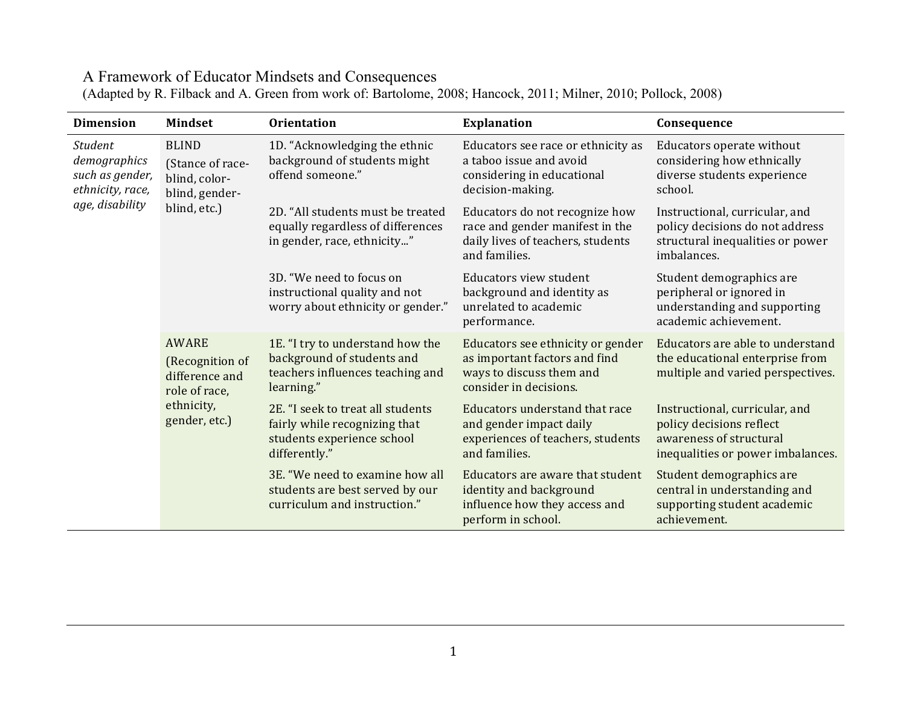# A Framework of Educator Mindsets and Consequences

(Adapted by R. Filback and A. Green from work of: Bartolome, 2008; Hancock, 2011; Milner, 2010; Pollock, 2008)

| Dimension | Mindset | Orientation | Explanation | Consequence |
|---|---|---|---|---|
| *Student demographics such as gender, ethnicity, race, age, disability* | BLIND (Stance of race-blind, color-blind, gender-blind, etc.) | 1D. “Acknowledging the ethnic background of students might offend someone.” | Educators see race or ethnicity as a taboo issue and avoid considering in educational decision-making. | Educators operate without considering how ethnically diverse students experience school. |
| | | 2D. “All students must be treated equally regardless of differences in gender, race, ethnicity...” | Educators do not recognize how race and gender manifest in the daily lives of teachers, students and families. | Instructional, curricular, and policy decisions do not address structural inequalities or power imbalances. |
| | | 3D. “We need to focus on instructional quality and not worry about ethnicity or gender.” | Educators view student background and identity as unrelated to academic performance. | Student demographics are peripheral or ignored in understanding and supporting academic achievement. |
| | AWARE (Recognition of difference and role of race, ethnicity, gender, etc.) | 1E. “I try to understand how the background of students and teachers influences teaching and learning.” | Educators see ethnicity or gender as important factors and find ways to discuss them and consider in decisions. | Educators are able to understand the educational enterprise from multiple and varied perspectives. |
| | | 2E. “I seek to treat all students fairly while recognizing that students experience school differently.” | Educators understand that race and gender impact daily experiences of teachers, students and families. | Instructional, curricular, and policy decisions reflect awareness of structural inequalities or power imbalances. |
| | | 3E. “We need to examine how all students are best served by our curriculum and instruction.” | Educators are aware that student identity and background influence how they access and perform in school. | Student demographics are central in understanding and supporting student academic achievement. |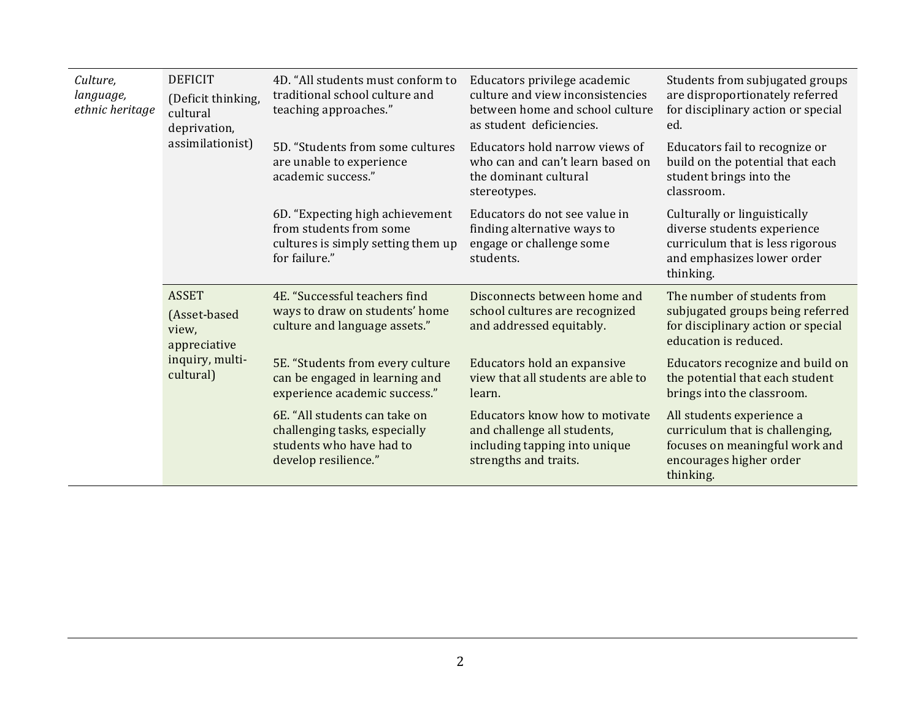| | | | | |
|---|---|---|---|---|
| *Culture, language, ethnic heritage* | DEFICIT (Deficit thinking, cultural deprivation, assimilationist) | 4D. "All students must conform to traditional school culture and teaching approaches." | Educators privilege academic culture and view inconsistencies between home and school culture as student deficiencies. | Students from subjugated groups are disproportionately referred for disciplinary action or special ed. |
| | | 5D. "Students from some cultures are unable to experience academic success." | Educators hold narrow views of who can and can't learn based on the dominant cultural stereotypes. | Educators fail to recognize or build on the potential that each student brings into the classroom. |
| | | 6D. "Expecting high achievement from students from some cultures is simply setting them up for failure." | Educators do not see value in finding alternative ways to engage or challenge some students. | Culturally or linguistically diverse students experience curriculum that is less rigorous and emphasizes lower order thinking. |
| | ASSET (Asset-based view, appreciative inquiry, multi-cultural) | 4E. "Successful teachers find ways to draw on students' home culture and language assets." | Disconnects between home and school cultures are recognized and addressed equitably. | The number of students from subjugated groups being referred for disciplinary action or special education is reduced. |
| | | 5E. "Students from every culture can be engaged in learning and experience academic success." | Educators hold an expansive view that all students are able to learn. | Educators recognize and build on the potential that each student brings into the classroom. |
| | | 6E. "All students can take on challenging tasks, especially students who have had to develop resilience." | Educators know how to motivate and challenge all students, including tapping into unique strengths and traits. | All students experience a curriculum that is challenging, focuses on meaningful work and encourages higher order thinking. |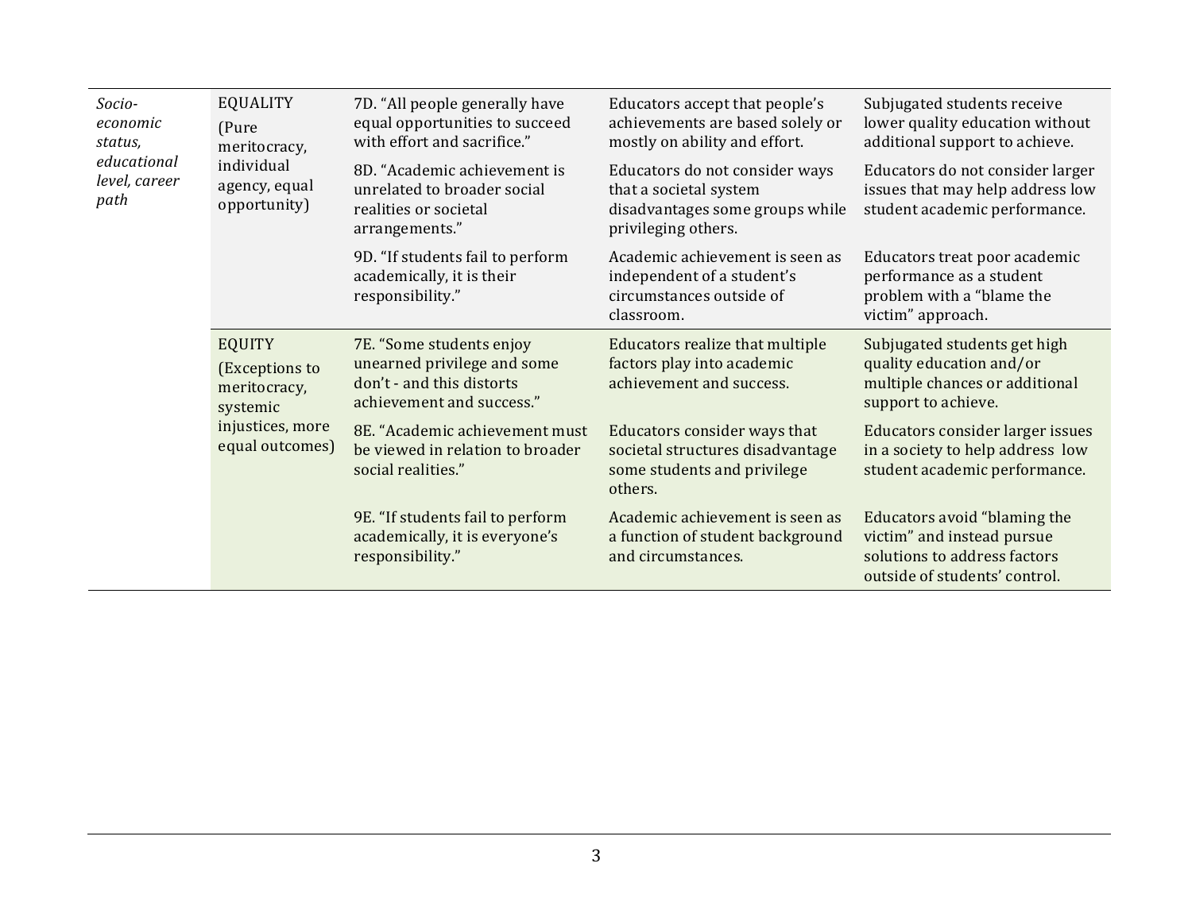| | | | | |
|---|---|---|---|---|
| *Socio-economic status, educational level, career path* | EQUALITY (Pure meritocracy, individual agency, equal opportunity) | 7D. "All people generally have equal opportunities to succeed with effort and sacrifice." | Educators accept that people's achievements are based solely or mostly on ability and effort. | Subjugated students receive lower quality education without additional support to achieve. |
| | | 8D. "Academic achievement is unrelated to broader social realities or societal arrangements." | Educators do not consider ways that a societal system disadvantages some groups while privileging others. | Educators do not consider larger issues that may help address low student academic performance. |
| | | 9D. "If students fail to perform academically, it is their responsibility." | Academic achievement is seen as independent of a student's circumstances outside of classroom. | Educators treat poor academic performance as a student problem with a "blame the victim" approach. |
| | EQUITY (Exceptions to meritocracy, systemic injustices, more equal outcomes) | 7E. "Some students enjoy unearned privilege and some don't - and this distorts achievement and success." | Educators realize that multiple factors play into academic achievement and success. | Subjugated students get high quality education and/or multiple chances or additional support to achieve. |
| | | 8E. "Academic achievement must be viewed in relation to broader social realities." | Educators consider ways that societal structures disadvantage some students and privilege others. | Educators consider larger issues in a society to help address low student academic performance. |
| | | 9E. "If students fail to perform academically, it is everyone's responsibility." | Academic achievement is seen as a function of student background and circumstances. | Educators avoid "blaming the victim" and instead pursue solutions to address factors outside of students' control. |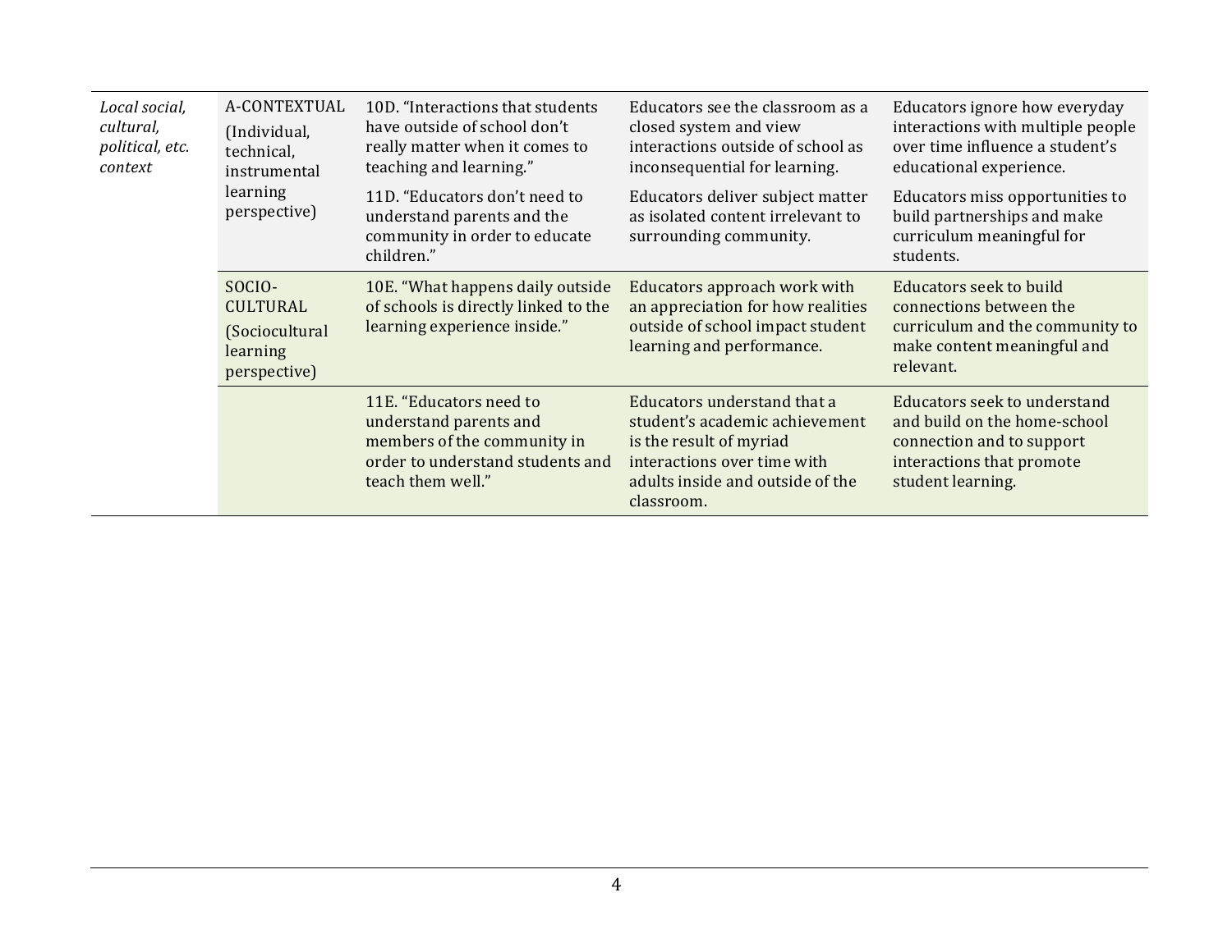| | | | | |
|---|---|---|---|---|
| *Local social, cultural, political, etc. context* | A-CONTEXTUAL (Individual, technical, instrumental learning perspective) | 10D. "Interactions that students have outside of school don't really matter when it comes to teaching and learning." | Educators see the classroom as a closed system and view interactions outside of school as inconsequential for learning. | Educators ignore how everyday interactions with multiple people over time influence a student's educational experience. |
| | | 11D. "Educators don't need to understand parents and the community in order to educate children." | Educators deliver subject matter as isolated content irrelevant to surrounding community. | Educators miss opportunities to build partnerships and make curriculum meaningful for students. |
| | SOCIO-CULTURAL (Sociocultural learning perspective) | 10E. "What happens daily outside of schools is directly linked to the learning experience inside." | Educators approach work with an appreciation for how realities outside of school impact student learning and performance. | Educators seek to build connections between the curriculum and the community to make content meaningful and relevant. |
| | | 11E. "Educators need to understand parents and members of the community in order to understand students and teach them well." | Educators understand that a student's academic achievement is the result of myriad interactions over time with adults inside and outside of the classroom. | Educators seek to understand and build on the home-school connection and to support interactions that promote student learning. |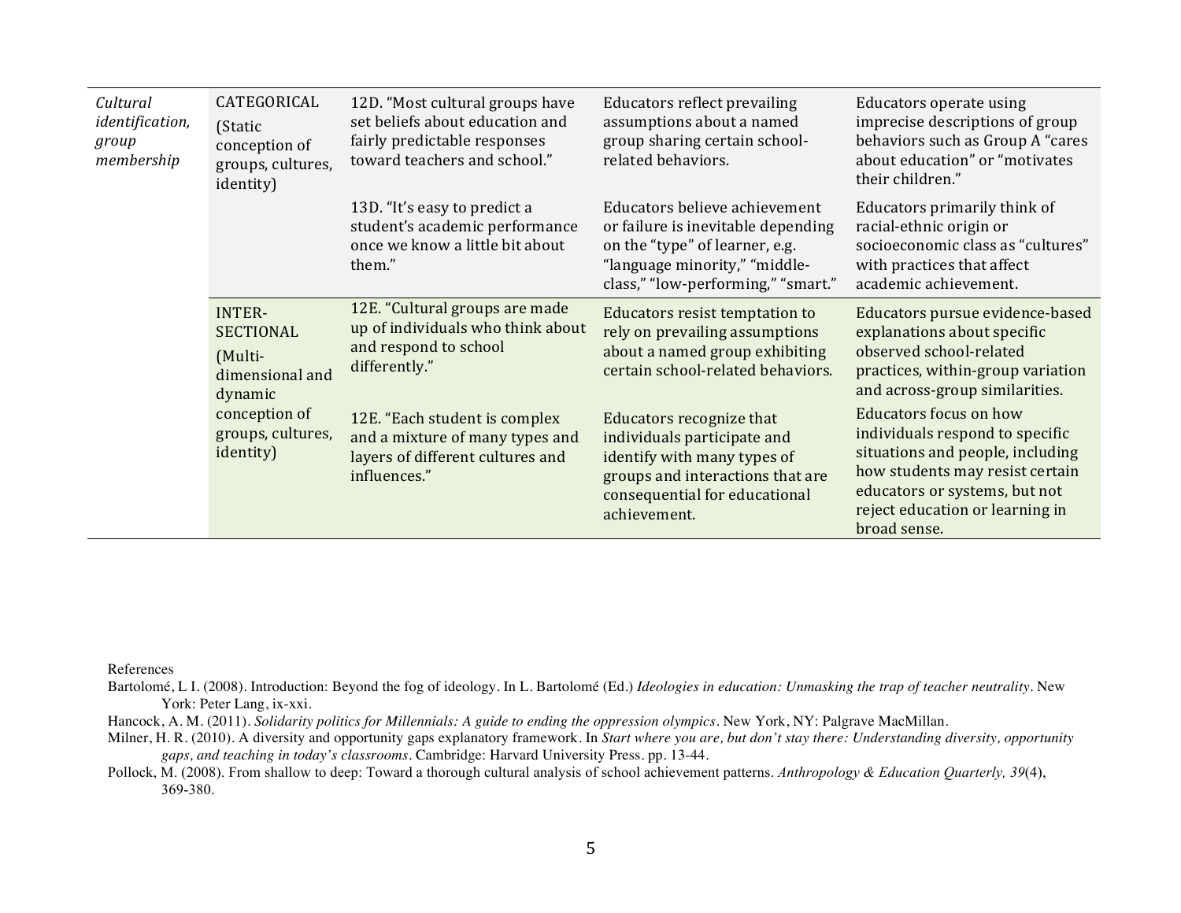| | | | | |
|---|---|---|---|---|
| *Cultural identification, group membership* | CATEGORICAL (Static conception of groups, cultures, identity) | 12D. "Most cultural groups have set beliefs about education and fairly predictable responses toward teachers and school." | Educators reflect prevailing assumptions about a named group sharing certain school-related behaviors. | Educators operate using imprecise descriptions of group behaviors such as Group A "cares about education" or "motivates their children." |
| | | 13D. "It's easy to predict a student's academic performance once we know a little bit about them." | Educators believe achievement or failure is inevitable depending on the "type" of learner, e.g. "language minority," "middle-class," "low-performing," "smart." | Educators primarily think of racial-ethnic origin or socioeconomic class as "cultures" with practices that affect academic achievement. |
| | INTER-SECTIONAL (Multi-dimensional and dynamic conception of groups, cultures, identity) | 12E. "Cultural groups are made up of individuals who think about and respond to school differently." | Educators resist temptation to rely on prevailing assumptions about a named group exhibiting certain school-related behaviors. | Educators pursue evidence-based explanations about specific observed school-related practices, within-group variation and across-group similarities. |
| | | 12E. "Each student is complex and a mixture of many types and layers of different cultures and influences." | Educators recognize that individuals participate and identify with many types of groups and interactions that are consequential for educational achievement. | Educators focus on how individuals respond to specific situations and people, including how students may resist certain educators or systems, but not reject education or learning in broad sense. |

References

Bartolomé, L I. (2008). Introduction: Beyond the fog of ideology. In L. Bartolomé (Ed.) *Ideologies in education: Unmasking the trap of teacher neutrality*. New York: Peter Lang, ix-xxi.

Hancock, A. M. (2011). *Solidarity politics for Millennials: A guide to ending the oppression olympics*. New York, NY: Palgrave MacMillan.

Milner, H. R. (2010). A diversity and opportunity gaps explanatory framework. In *Start where you are, but don't stay there: Understanding diversity, opportunity gaps, and teaching in today's classrooms*. Cambridge: Harvard University Press. pp. 13-44.

Pollock, M. (2008). From shallow to deep: Toward a thorough cultural analysis of school achievement patterns. *Anthropology & Education Quarterly, 39*(4), 369-380.